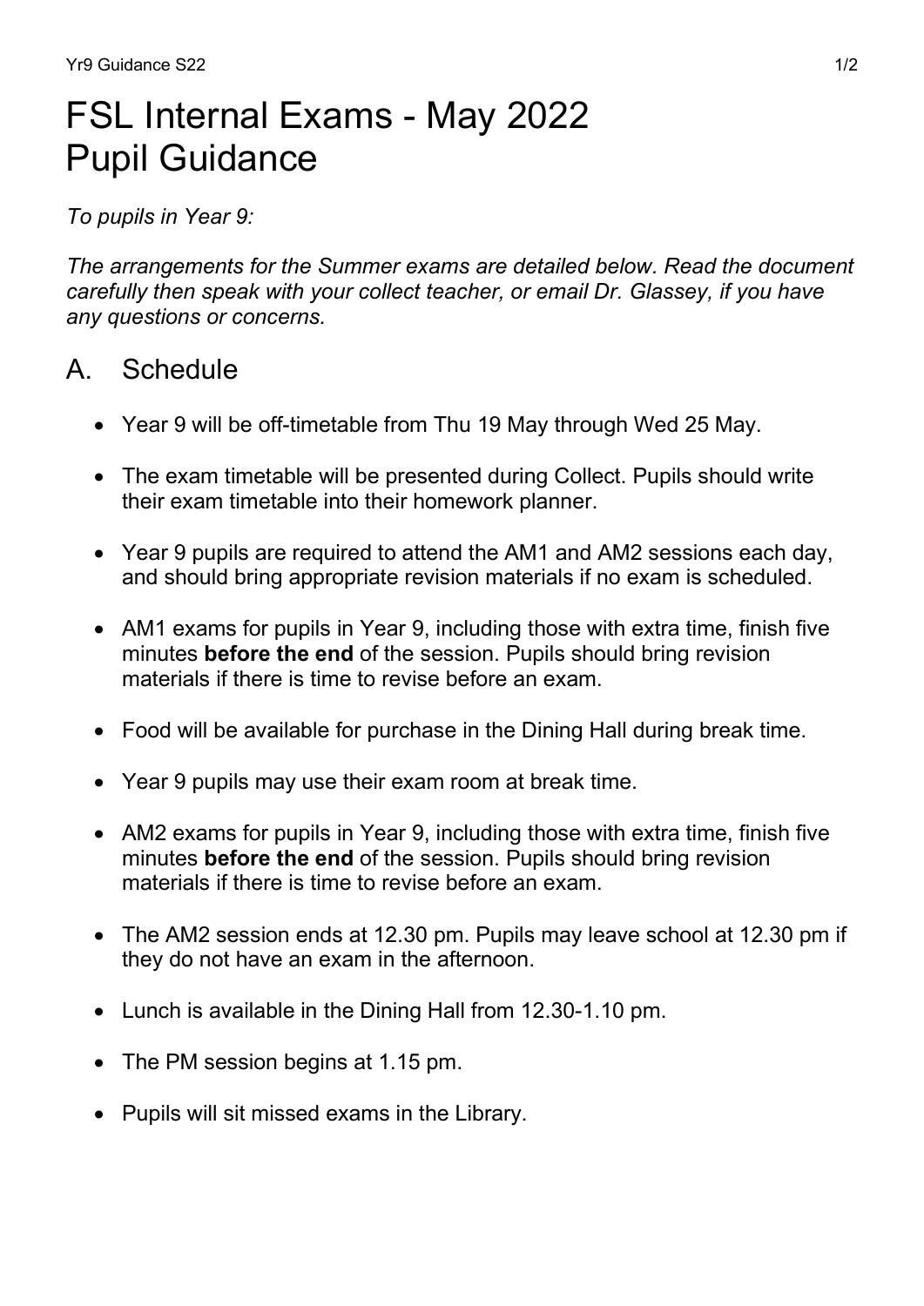# FSL Internal Exams - May 2022
# Pupil Guidance

*To pupils in Year 9:*

*The arrangements for the Summer exams are detailed below. Read the document carefully then speak with your collect teacher, or email Dr. Glassey, if you have any questions or concerns.*

## A. Schedule

- Year 9 will be off-timetable from Thu 19 May through Wed 25 May.
- The exam timetable will be presented during Collect. Pupils should write their exam timetable into their homework planner.
- Year 9 pupils are required to attend the AM1 and AM2 sessions each day, and should bring appropriate revision materials if no exam is scheduled.
- AM1 exams for pupils in Year 9, including those with extra time, finish five minutes **before the end** of the session. Pupils should bring revision materials if there is time to revise before an exam.
- Food will be available for purchase in the Dining Hall during break time.
- Year 9 pupils may use their exam room at break time.
- AM2 exams for pupils in Year 9, including those with extra time, finish five minutes **before the end** of the session. Pupils should bring revision materials if there is time to revise before an exam.
- The AM2 session ends at 12.30 pm. Pupils may leave school at 12.30 pm if they do not have an exam in the afternoon.
- Lunch is available in the Dining Hall from 12.30-1.10 pm.
- The PM session begins at 1.15 pm.
- Pupils will sit missed exams in the Library.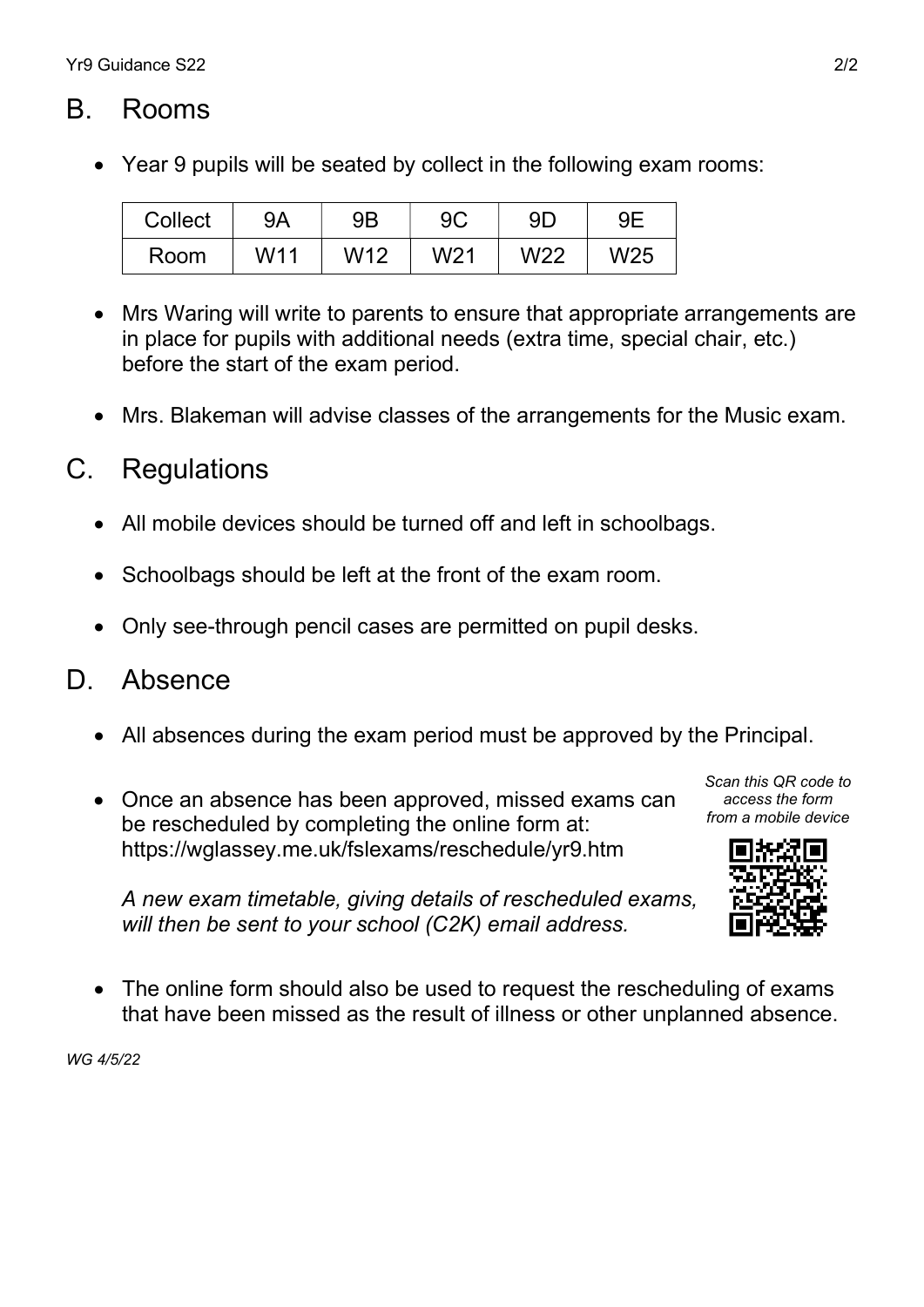## B. Rooms

- Year 9 pupils will be seated by collect in the following exam rooms:

| Collect | 9A | 9B | 9C | 9D | 9E |
|---|---|---|---|---|---|
| Room | W11 | W12 | W21 | W22 | W25 |

- Mrs Waring will write to parents to ensure that appropriate arrangements are in place for pupils with additional needs (extra time, special chair, etc.) before the start of the exam period.

- Mrs. Blakeman will advise classes of the arrangements for the Music exam.

## C. Regulations

- All mobile devices should be turned off and left in schoolbags.

- Schoolbags should be left at the front of the exam room.

- Only see-through pencil cases are permitted on pupil desks.

## D. Absence

- All absences during the exam period must be approved by the Principal.

- Once an absence has been approved, missed exams can be rescheduled by completing the online form at: https://wglassey.me.uk/fslexams/reschedule/yr9.htm

  *A new exam timetable, giving details of rescheduled exams, will then be sent to your school (C2K) email address.*

*Scan this QR code to access the form from a mobile device*

- The online form should also be used to request the rescheduling of exams that have been missed as the result of illness or other unplanned absence.

*WG 4/5/22*